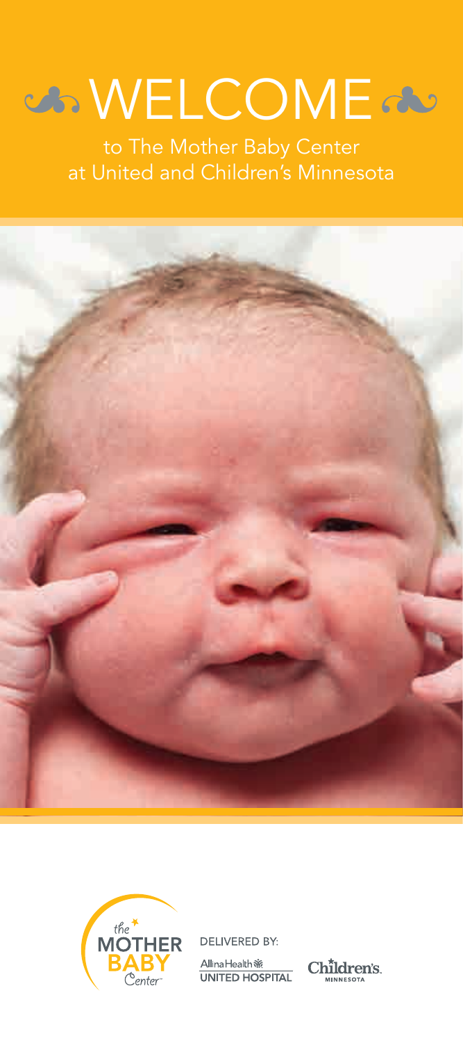# WELCOME

to The Mother Baby Center at United and Children's Minnesota

the MOTHER BABY Center

DELIVERED BY:

Allina Health UNITED HOSPITAL

Children's MINNESOTA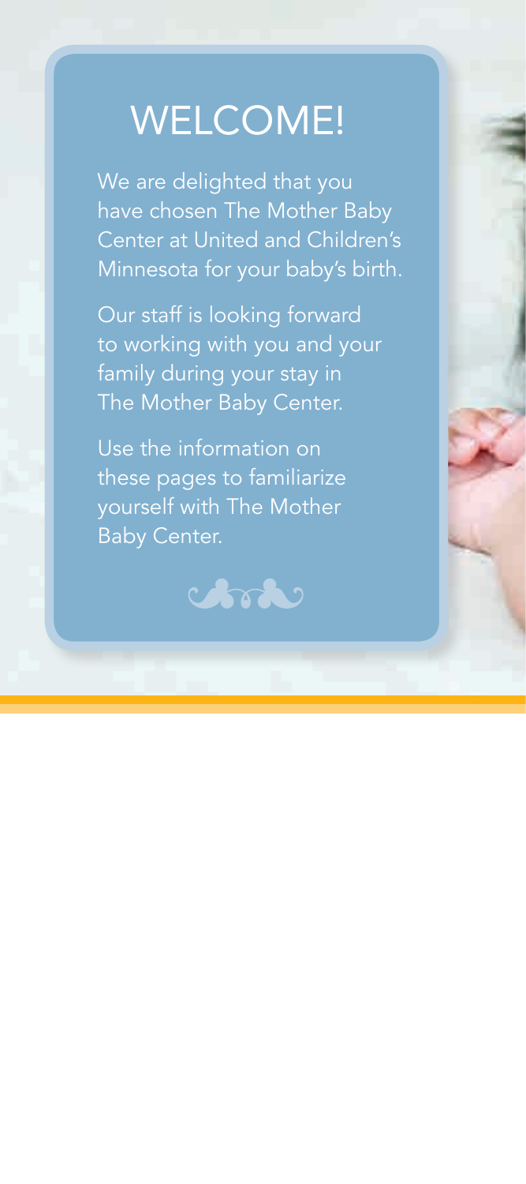# WELCOME!

We are delighted that you have chosen The Mother Baby Center at United and Children's Minnesota for your baby's birth.

Our staff is looking forward to working with you and your family during your stay in The Mother Baby Center.

Use the information on these pages to familiarize yourself with The Mother Baby Center.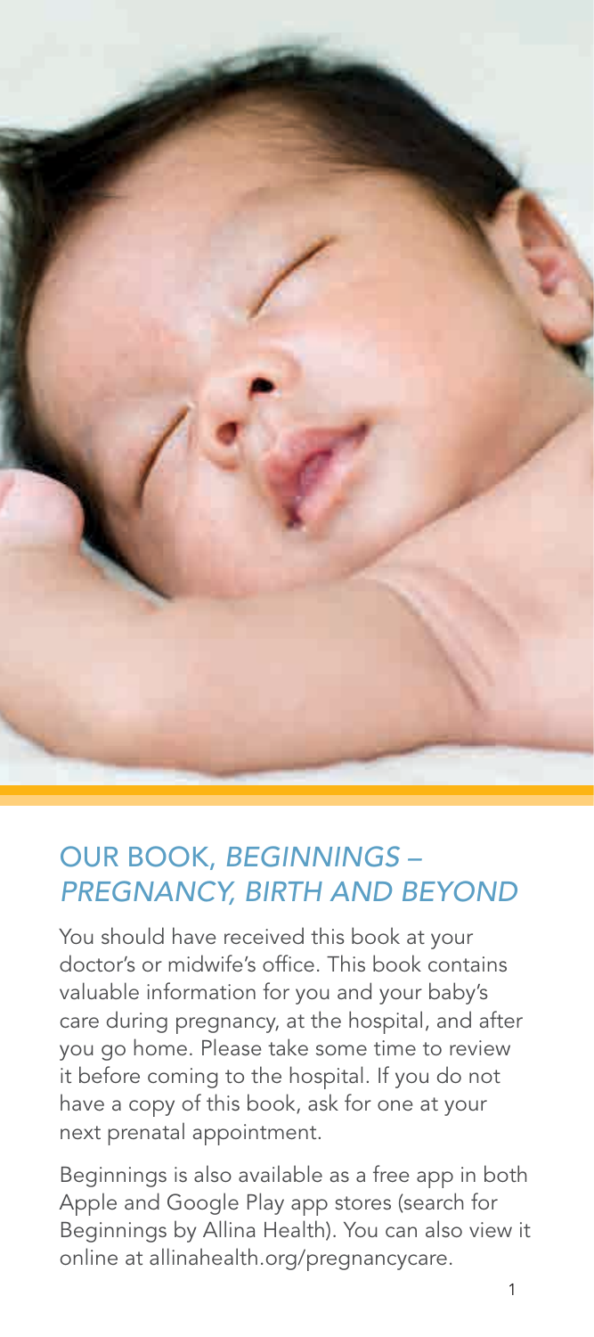## OUR BOOK, *BEGINNINGS – PREGNANCY, BIRTH AND BEYOND*

You should have received this book at your doctor's or midwife's office. This book contains valuable information for you and your baby's care during pregnancy, at the hospital, and after you go home. Please take some time to review it before coming to the hospital. If you do not have a copy of this book, ask for one at your next prenatal appointment.

Beginnings is also available as a free app in both Apple and Google Play app stores (search for Beginnings by Allina Health). You can also view it online at allinahealth.org/pregnancycare.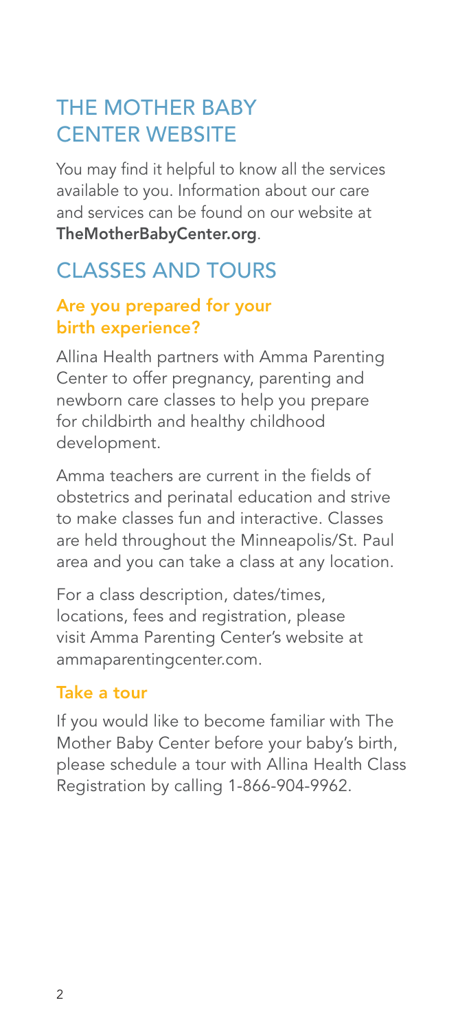## THE MOTHER BABY CENTER WEBSITE

You may find it helpful to know all the services available to you. Information about our care and services can be found on our website at **TheMotherBabyCenter.org**.

## CLASSES AND TOURS

### Are you prepared for your birth experience?

Allina Health partners with Amma Parenting Center to offer pregnancy, parenting and newborn care classes to help you prepare for childbirth and healthy childhood development.

Amma teachers are current in the fields of obstetrics and perinatal education and strive to make classes fun and interactive. Classes are held throughout the Minneapolis/St. Paul area and you can take a class at any location.

For a class description, dates/times, locations, fees and registration, please visit Amma Parenting Center's website at ammaparentingcenter.com.

### Take a tour

If you would like to become familiar with The Mother Baby Center before your baby's birth, please schedule a tour with Allina Health Class Registration by calling 1-866-904-9962.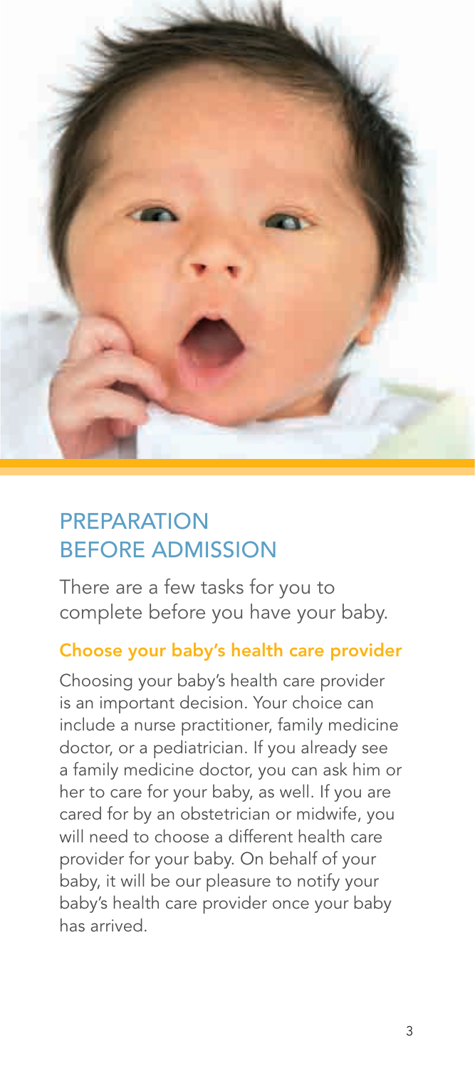# PREPARATION BEFORE ADMISSION

There are a few tasks for you to complete before you have your baby.

## Choose your baby's health care provider

Choosing your baby's health care provider is an important decision. Your choice can include a nurse practitioner, family medicine doctor, or a pediatrician. If you already see a family medicine doctor, you can ask him or her to care for your baby, as well. If you are cared for by an obstetrician or midwife, you will need to choose a different health care provider for your baby. On behalf of your baby, it will be our pleasure to notify your baby's health care provider once your baby has arrived.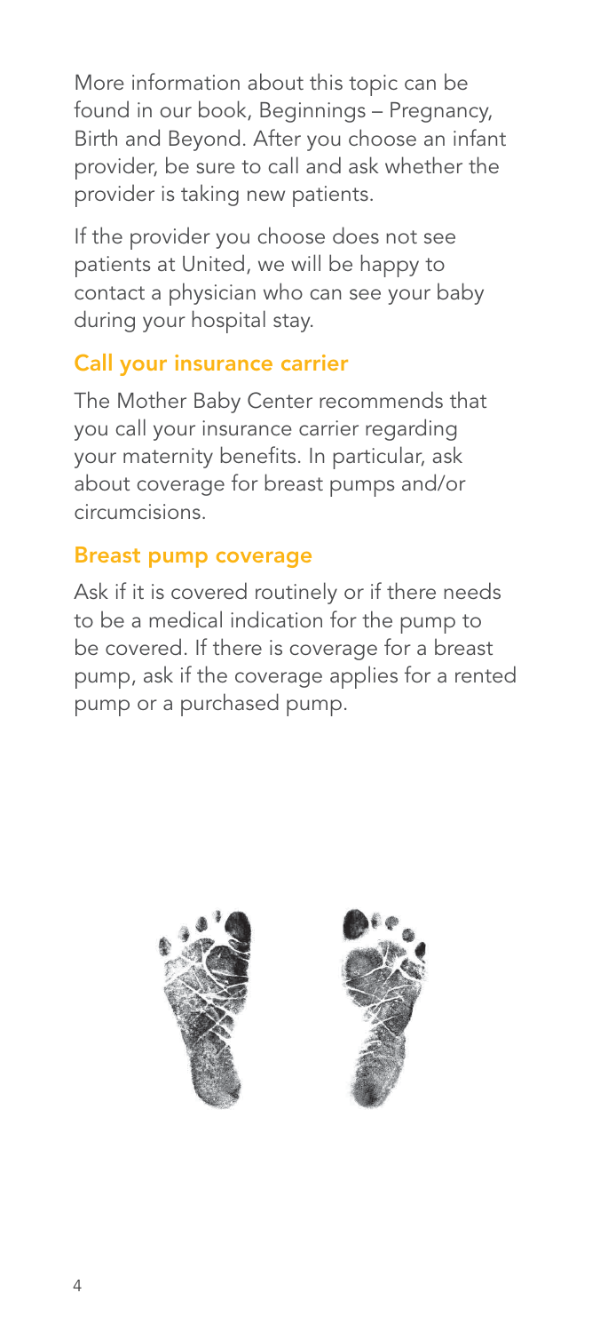More information about this topic can be found in our book, Beginnings – Pregnancy, Birth and Beyond. After you choose an infant provider, be sure to call and ask whether the provider is taking new patients.

If the provider you choose does not see patients at United, we will be happy to contact a physician who can see your baby during your hospital stay.

## Call your insurance carrier

The Mother Baby Center recommends that you call your insurance carrier regarding your maternity benefits. In particular, ask about coverage for breast pumps and/or circumcisions.

## Breast pump coverage

Ask if it is covered routinely or if there needs to be a medical indication for the pump to be covered. If there is coverage for a breast pump, ask if the coverage applies for a rented pump or a purchased pump.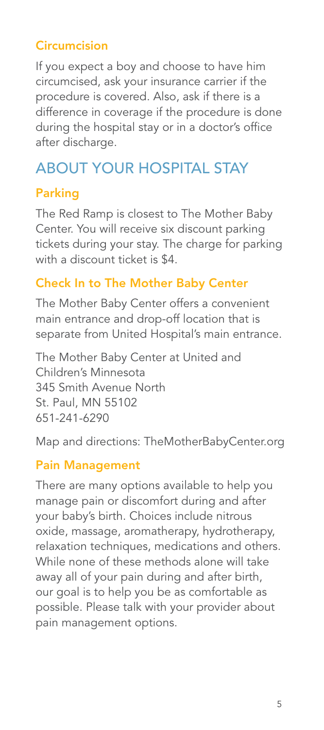### Circumcision

If you expect a boy and choose to have him circumcised, ask your insurance carrier if the procedure is covered. Also, ask if there is a difference in coverage if the procedure is done during the hospital stay or in a doctor's office after discharge.

## ABOUT YOUR HOSPITAL STAY

### Parking

The Red Ramp is closest to The Mother Baby Center. You will receive six discount parking tickets during your stay. The charge for parking with a discount ticket is $4.

### Check In to The Mother Baby Center

The Mother Baby Center offers a convenient main entrance and drop-off location that is separate from United Hospital's main entrance.

The Mother Baby Center at United and Children's Minnesota
345 Smith Avenue North
St. Paul, MN 55102
651-241-6290

Map and directions: TheMotherBabyCenter.org

### Pain Management

There are many options available to help you manage pain or discomfort during and after your baby's birth. Choices include nitrous oxide, massage, aromatherapy, hydrotherapy, relaxation techniques, medications and others. While none of these methods alone will take away all of your pain during and after birth, our goal is to help you be as comfortable as possible. Please talk with your provider about pain management options.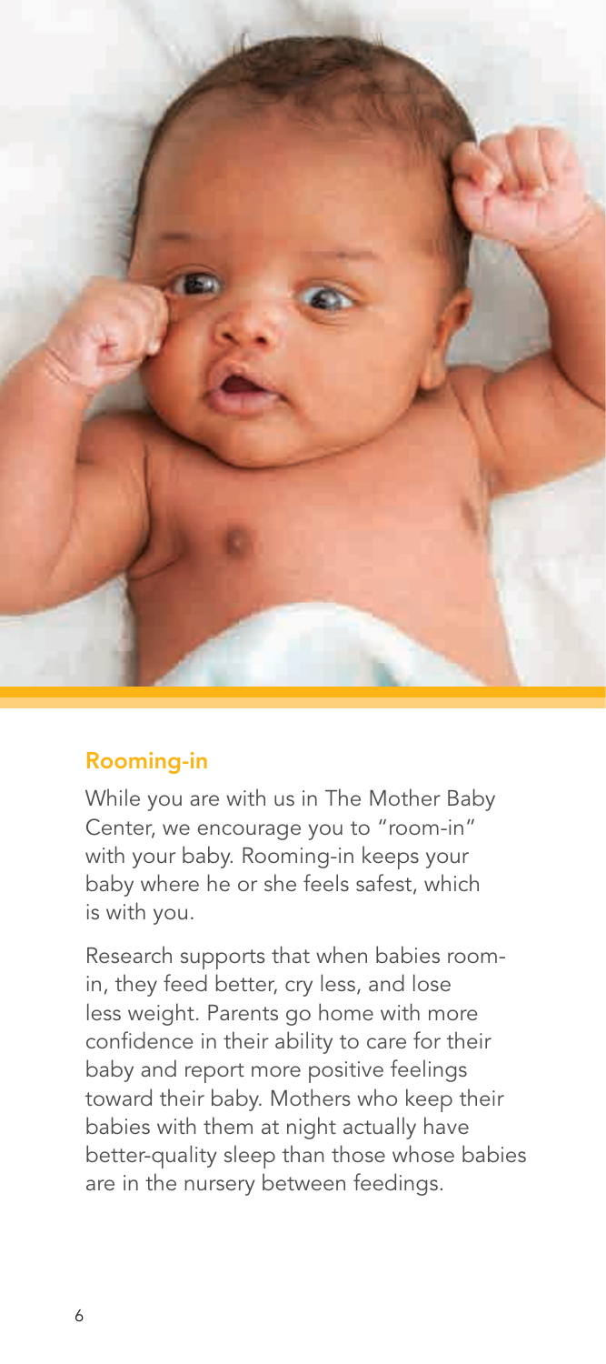## Rooming-in

While you are with us in The Mother Baby Center, we encourage you to "room-in" with your baby. Rooming-in keeps your baby where he or she feels safest, which is with you.

Research supports that when babies room-in, they feed better, cry less, and lose less weight. Parents go home with more confidence in their ability to care for their baby and report more positive feelings toward their baby. Mothers who keep their babies with them at night actually have better-quality sleep than those whose babies are in the nursery between feedings.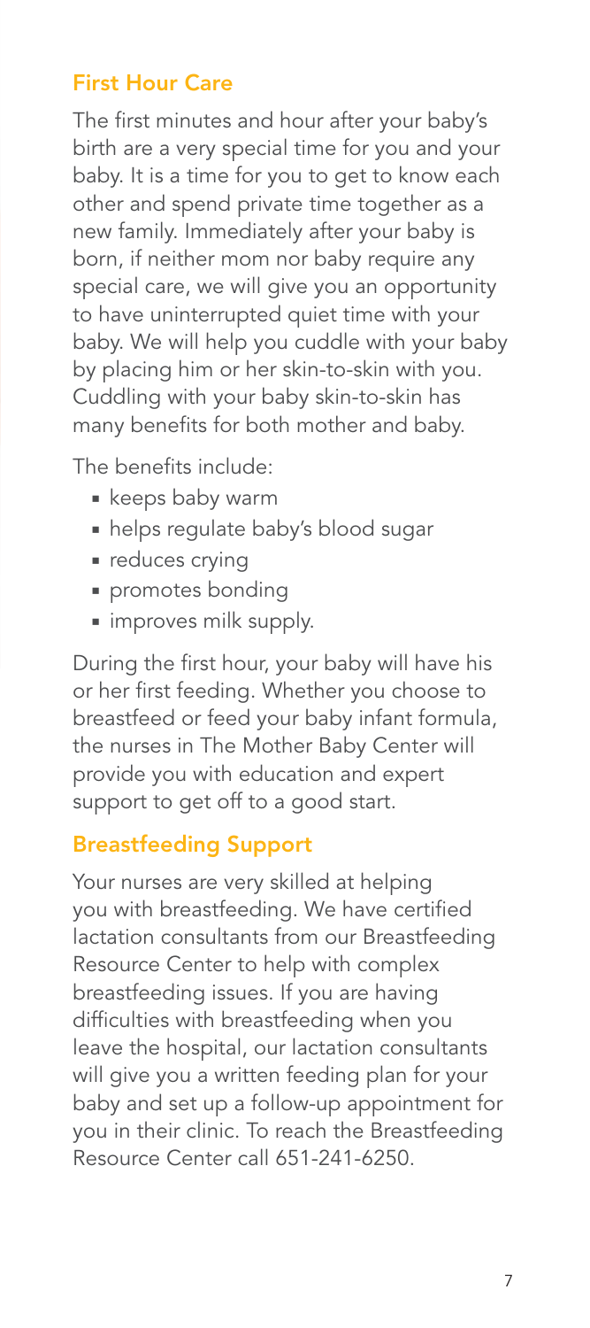## First Hour Care

The first minutes and hour after your baby's birth are a very special time for you and your baby. It is a time for you to get to know each other and spend private time together as a new family. Immediately after your baby is born, if neither mom nor baby require any special care, we will give you an opportunity to have uninterrupted quiet time with your baby. We will help you cuddle with your baby by placing him or her skin-to-skin with you. Cuddling with your baby skin-to-skin has many benefits for both mother and baby.

The benefits include:

- keeps baby warm
- helps regulate baby's blood sugar
- reduces crying
- promotes bonding
- improves milk supply.

During the first hour, your baby will have his or her first feeding. Whether you choose to breastfeed or feed your baby infant formula, the nurses in The Mother Baby Center will provide you with education and expert support to get off to a good start.

## Breastfeeding Support

Your nurses are very skilled at helping you with breastfeeding. We have certified lactation consultants from our Breastfeeding Resource Center to help with complex breastfeeding issues. If you are having difficulties with breastfeeding when you leave the hospital, our lactation consultants will give you a written feeding plan for your baby and set up a follow-up appointment for you in their clinic. To reach the Breastfeeding Resource Center call 651-241-6250.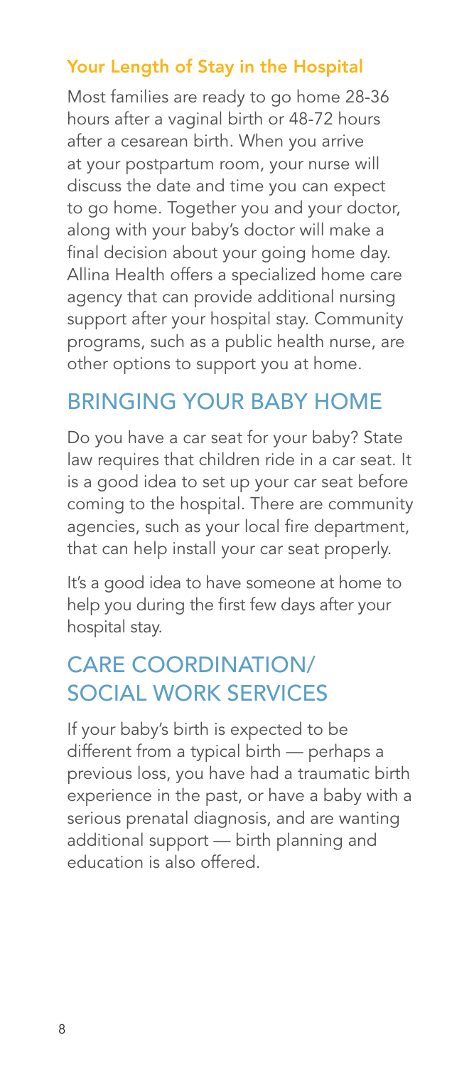### Your Length of Stay in the Hospital

Most families are ready to go home 28-36 hours after a vaginal birth or 48-72 hours after a cesarean birth. When you arrive at your postpartum room, your nurse will discuss the date and time you can expect to go home. Together you and your doctor, along with your baby's doctor will make a final decision about your going home day. Allina Health offers a specialized home care agency that can provide additional nursing support after your hospital stay. Community programs, such as a public health nurse, are other options to support you at home.

## BRINGING YOUR BABY HOME

Do you have a car seat for your baby? State law requires that children ride in a car seat. It is a good idea to set up your car seat before coming to the hospital. There are community agencies, such as your local fire department, that can help install your car seat properly.

It's a good idea to have someone at home to help you during the first few days after your hospital stay.

## CARE COORDINATION/ SOCIAL WORK SERVICES

If your baby's birth is expected to be different from a typical birth — perhaps a previous loss, you have had a traumatic birth experience in the past, or have a baby with a serious prenatal diagnosis, and are wanting additional support — birth planning and education is also offered.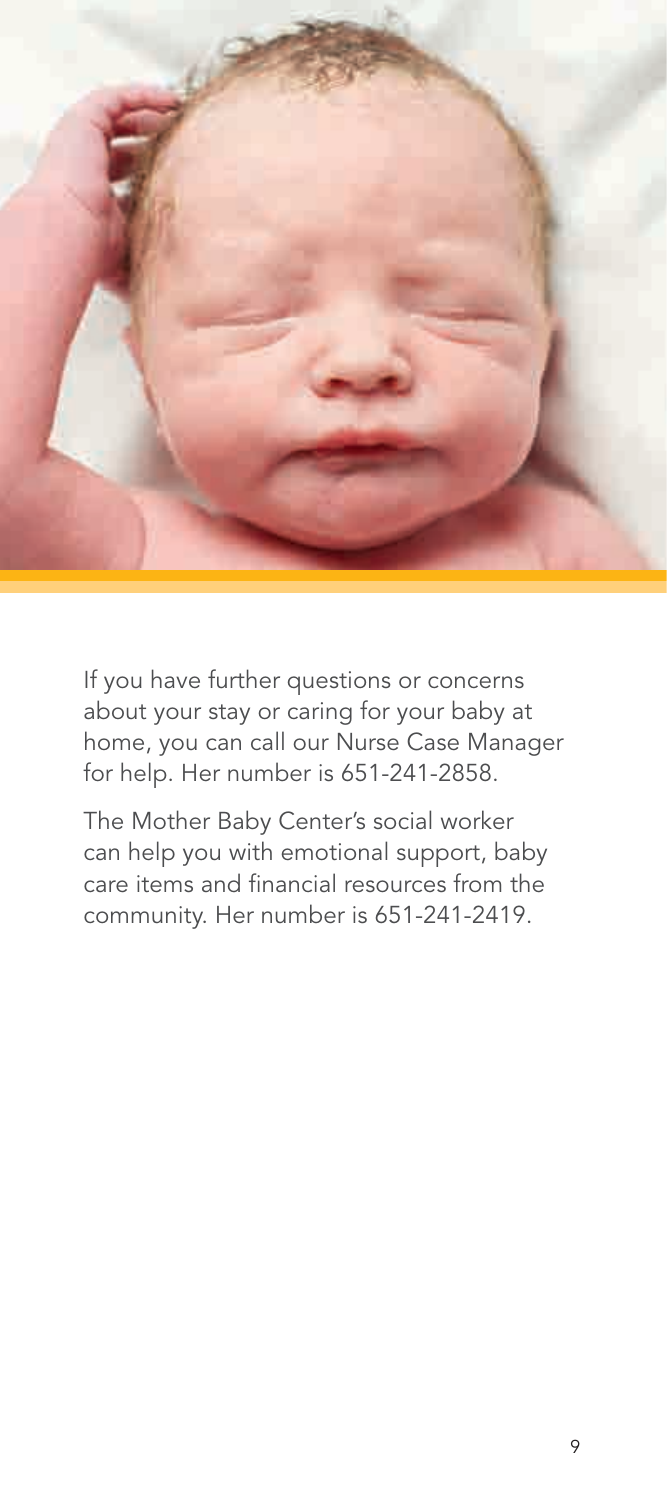If you have further questions or concerns about your stay or caring for your baby at home, you can call our Nurse Case Manager for help. Her number is 651-241-2858.

The Mother Baby Center's social worker can help you with emotional support, baby care items and financial resources from the community. Her number is 651-241-2419.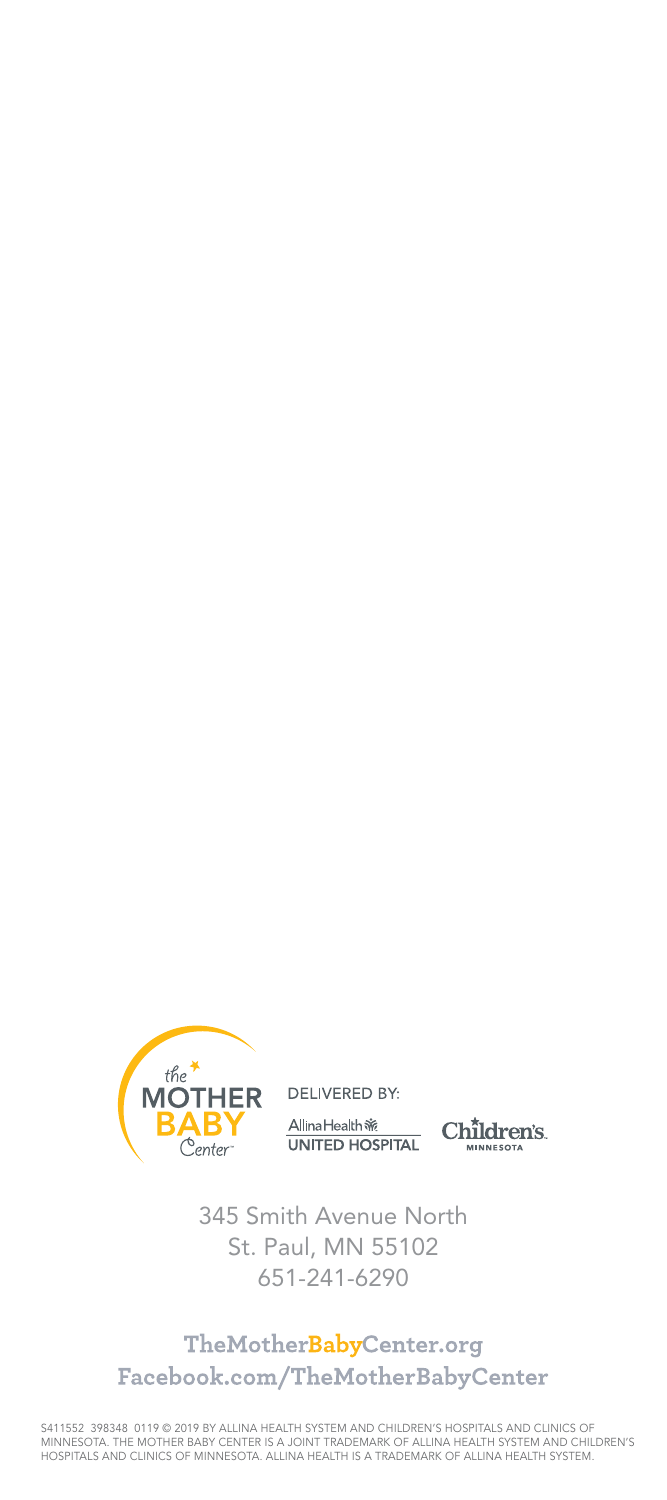the MOTHER BABY Center™

DELIVERED BY:

Allina Health UNITED HOSPITAL

Children's MINNESOTA

345 Smith Avenue North
St. Paul, MN 55102
651-241-6290

**TheMotherBabyCenter.org**
**Facebook.com/TheMotherBabyCenter**

S411552 398348 0119 © 2019 BY ALLINA HEALTH SYSTEM AND CHILDREN'S HOSPITALS AND CLINICS OF MINNESOTA. THE MOTHER BABY CENTER IS A JOINT TRADEMARK OF ALLINA HEALTH SYSTEM AND CHILDREN'S HOSPITALS AND CLINICS OF MINNESOTA. ALLINA HEALTH IS A TRADEMARK OF ALLINA HEALTH SYSTEM.